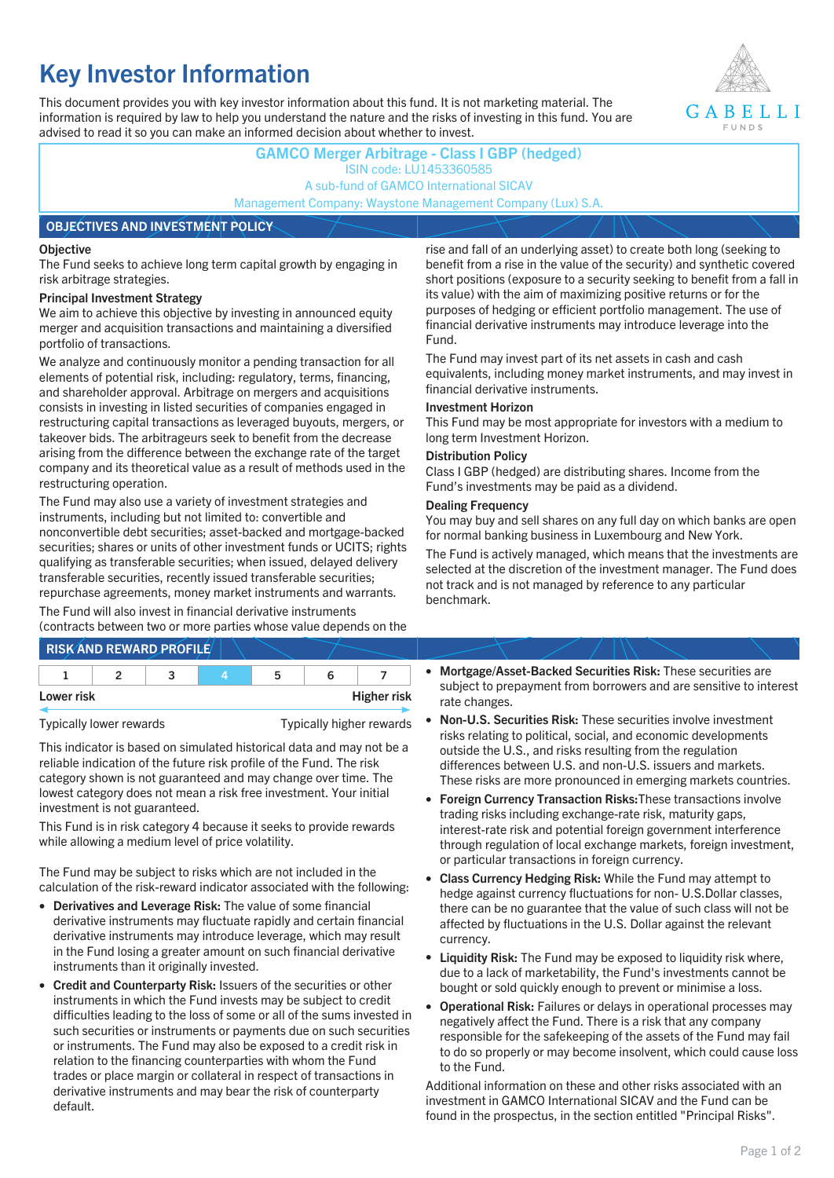# Key Investor Information

This document provides you with key investor information about this fund. It is not marketing material. The information is required by law to help you understand the nature and the risks of investing in this fund. You are advised to read it so you can make an informed decision about whether to invest.

GABELLI FUNDS

**GAMCO Merger Arbitrage - Class I GBP (hedged)**
ISIN code: LU1453360585
A sub-fund of GAMCO International SICAV
Management Company: Waystone Management Company (Lux) S.A.

## OBJECTIVES AND INVESTMENT POLICY

**Objective**

The Fund seeks to achieve long term capital growth by engaging in risk arbitrage strategies.

**Principal Investment Strategy**

We aim to achieve this objective by investing in announced equity merger and acquisition transactions and maintaining a diversified portfolio of transactions.

We analyze and continuously monitor a pending transaction for all elements of potential risk, including: regulatory, terms, financing, and shareholder approval. Arbitrage on mergers and acquisitions consists in investing in listed securities of companies engaged in restructuring capital transactions as leveraged buyouts, mergers, or takeover bids. The arbitrageurs seek to benefit from the decrease arising from the difference between the exchange rate of the target company and its theoretical value as a result of methods used in the restructuring operation.

The Fund may also use a variety of investment strategies and instruments, including but not limited to: convertible and nonconvertible debt securities; asset-backed and mortgage-backed securities; shares or units of other investment funds or UCITS; rights qualifying as transferable securities; when issued, delayed delivery transferable securities, recently issued transferable securities; repurchase agreements, money market instruments and warrants.

The Fund will also invest in financial derivative instruments (contracts between two or more parties whose value depends on the rise and fall of an underlying asset) to create both long (seeking to benefit from a rise in the value of the security) and synthetic covered short positions (exposure to a security seeking to benefit from a fall in its value) with the aim of maximizing positive returns or for the purposes of hedging or efficient portfolio management. The use of financial derivative instruments may introduce leverage into the Fund.

The Fund may invest part of its net assets in cash and cash equivalents, including money market instruments, and may invest in financial derivative instruments.

**Investment Horizon**

This Fund may be most appropriate for investors with a medium to long term Investment Horizon.

**Distribution Policy**

Class I GBP (hedged) are distributing shares. Income from the Fund's investments may be paid as a dividend.

**Dealing Frequency**

You may buy and sell shares on any full day on which banks are open for normal banking business in Luxembourg and New York.

The Fund is actively managed, which means that the investments are selected at the discretion of the investment manager. The Fund does not track and is not managed by reference to any particular benchmark.

## RISK AND REWARD PROFILE

| 1 | 2 | 3 | **4** | 5 | 6 | 7 |
|---|---|---|---|---|---|---|

Lower risk — Higher risk

Typically lower rewards — Typically higher rewards

This indicator is based on simulated historical data and may not be a reliable indication of the future risk profile of the Fund. The risk category shown is not guaranteed and may change over time. The lowest category does not mean a risk free investment. Your initial investment is not guaranteed.

This Fund is in risk category 4 because it seeks to provide rewards while allowing a medium level of price volatility.

The Fund may be subject to risks which are not included in the calculation of the risk-reward indicator associated with the following:

- **Derivatives and Leverage Risk:** The value of some financial derivative instruments may fluctuate rapidly and certain financial derivative instruments may introduce leverage, which may result in the Fund losing a greater amount on such financial derivative instruments than it originally invested.
- **Credit and Counterparty Risk:** Issuers of the securities or other instruments in which the Fund invests may be subject to credit difficulties leading to the loss of some or all of the sums invested in such securities or instruments or payments due on such securities or instruments. The Fund may also be exposed to a credit risk in relation to the financing counterparties with whom the Fund trades or place margin or collateral in respect of transactions in derivative instruments and may bear the risk of counterparty default.
- **Mortgage/Asset-Backed Securities Risk:** These securities are subject to prepayment from borrowers and are sensitive to interest rate changes.
- **Non-U.S. Securities Risk:** These securities involve investment risks relating to political, social, and economic developments outside the U.S., and risks resulting from the regulation differences between U.S. and non-U.S. issuers and markets. These risks are more pronounced in emerging markets countries.
- **Foreign Currency Transaction Risks:** These transactions involve trading risks including exchange-rate risk, maturity gaps, interest-rate risk and potential foreign government interference through regulation of local exchange markets, foreign investment, or particular transactions in foreign currency.
- **Class Currency Hedging Risk:** While the Fund may attempt to hedge against currency fluctuations for non- U.S.Dollar classes, there can be no guarantee that the value of such class will not be affected by fluctuations in the U.S. Dollar against the relevant currency.
- **Liquidity Risk:** The Fund may be exposed to liquidity risk where, due to a lack of marketability, the Fund's investments cannot be bought or sold quickly enough to prevent or minimise a loss.
- **Operational Risk:** Failures or delays in operational processes may negatively affect the Fund. There is a risk that any company responsible for the safekeeping of the assets of the Fund may fail to do so properly or may become insolvent, which could cause loss to the Fund.

Additional information on these and other risks associated with an investment in GAMCO International SICAV and the Fund can be found in the prospectus, in the section entitled "Principal Risks".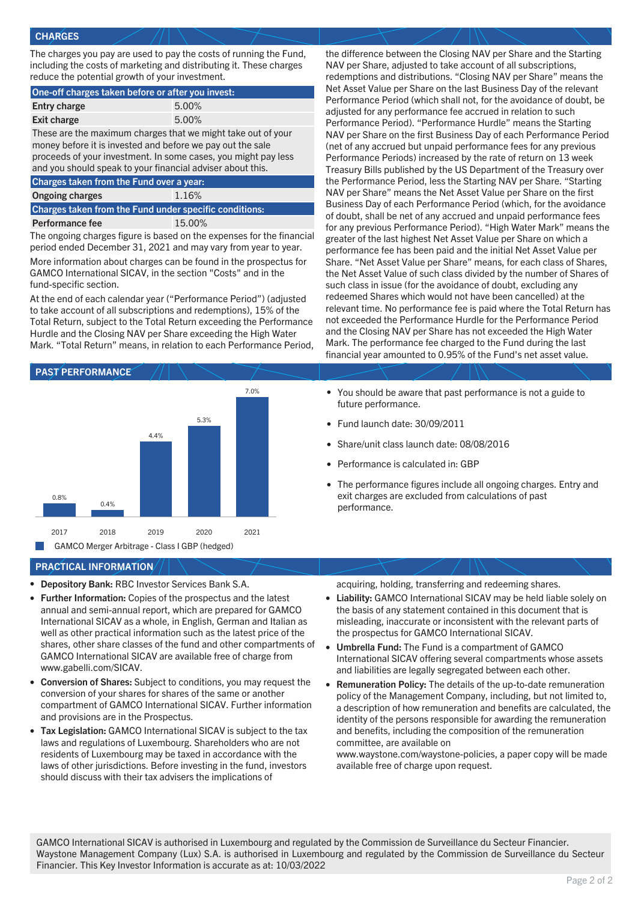## CHARGES

The charges you pay are used to pay the costs of running the Fund, including the costs of marketing and distributing it. These charges reduce the potential growth of your investment.

| One-off charges taken before or after you invest: | |
|---|---|
| Entry charge | 5.00% |
| Exit charge | 5.00% |
| These are the maximum charges that we might take out of your money before it is invested and before we pay out the sale proceeds of your investment. In some cases, you might pay less and you should speak to your financial adviser about this. | |
| **Charges taken from the Fund over a year:** | |
| Ongoing charges | 1.16% |
| **Charges taken from the Fund under specific conditions:** | |
| Performance fee | 15.00% |

The ongoing charges figure is based on the expenses for the financial period ended December 31, 2021 and may vary from year to year.

More information about charges can be found in the prospectus for GAMCO International SICAV, in the section "Costs" and in the fund-specific section.

At the end of each calendar year ("Performance Period") (adjusted to take account of all subscriptions and redemptions), 15% of the Total Return, subject to the Total Return exceeding the Performance Hurdle and the Closing NAV per Share exceeding the High Water Mark. "Total Return" means, in relation to each Performance Period, the difference between the Closing NAV per Share and the Starting NAV per Share, adjusted to take account of all subscriptions, redemptions and distributions. "Closing NAV per Share" means the Net Asset Value per Share on the last Business Day of the relevant Performance Period (which shall not, for the avoidance of doubt, be adjusted for any performance fee accrued in relation to such Performance Period). "Performance Hurdle" means the Starting NAV per Share on the first Business Day of each Performance Period (net of any accrued but unpaid performance fees for any previous Performance Periods) increased by the rate of return on 13 week Treasury Bills published by the US Department of the Treasury over the Performance Period, less the Starting NAV per Share. "Starting NAV per Share" means the Net Asset Value per Share on the first Business Day of each Performance Period (which, for the avoidance of doubt, shall be net of any accrued and unpaid performance fees for any previous Performance Period). "High Water Mark" means the greater of the last highest Net Asset Value per Share on which a performance fee has been paid and the initial Net Asset Value per Share. "Net Asset Value per Share" means, for each class of Shares, the Net Asset Value of such class divided by the number of Shares of such class in issue (for the avoidance of doubt, excluding any redeemed Shares which would not have been cancelled) at the relevant time. No performance fee is paid where the Total Return has not exceeded the Performance Hurdle for the Performance Period and the Closing NAV per Share has not exceeded the High Water Mark. The performance fee charged to the Fund during the last financial year amounted to 0.95% of the Fund's net asset value.

## PAST PERFORMANCE

0.8%
0.4%
4.4%
5.3%
7.0%

2017 2018 2019 2020 2021

GAMCO Merger Arbitrage - Class I GBP (hedged)

- You should be aware that past performance is not a guide to future performance.
- Fund launch date: 30/09/2011
- Share/unit class launch date: 08/08/2016
- Performance is calculated in: GBP
- The performance figures include all ongoing charges. Entry and exit charges are excluded from calculations of past performance.

## PRACTICAL INFORMATION

- **Depository Bank:** RBC Investor Services Bank S.A.
- **Further Information:** Copies of the prospectus and the latest annual and semi-annual report, which are prepared for GAMCO International SICAV as a whole, in English, German and Italian as well as other practical information such as the latest price of the shares, other share classes of the fund and other compartments of GAMCO International SICAV are available free of charge from www.gabelli.com/SICAV.
- **Conversion of Shares:** Subject to conditions, you may request the conversion of your shares for shares of the same or another compartment of GAMCO International SICAV. Further information and provisions are in the Prospectus.
- **Tax Legislation:** GAMCO International SICAV is subject to the tax laws and regulations of Luxembourg. Shareholders who are not residents of Luxembourg may be taxed in accordance with the laws of other jurisdictions. Before investing in the fund, investors should discuss with their tax advisers the implications of acquiring, holding, transferring and redeeming shares.
- **Liability:** GAMCO International SICAV may be held liable solely on the basis of any statement contained in this document that is misleading, inaccurate or inconsistent with the relevant parts of the prospectus for GAMCO International SICAV.
- **Umbrella Fund:** The Fund is a compartment of GAMCO International SICAV offering several compartments whose assets and liabilities are legally segregated between each other.
- **Remuneration Policy:** The details of the up-to-date remuneration policy of the Management Company, including, but not limited to, a description of how remuneration and benefits are calculated, the identity of the persons responsible for awarding the remuneration and benefits, including the composition of the remuneration committee, are available on www.waystone.com/waystone-policies, a paper copy will be made available free of charge upon request.

GAMCO International SICAV is authorised in Luxembourg and regulated by the Commission de Surveillance du Secteur Financier. Waystone Management Company (Lux) S.A. is authorised in Luxembourg and regulated by the Commission de Surveillance du Secteur Financier. This Key Investor Information is accurate as at: 10/03/2022